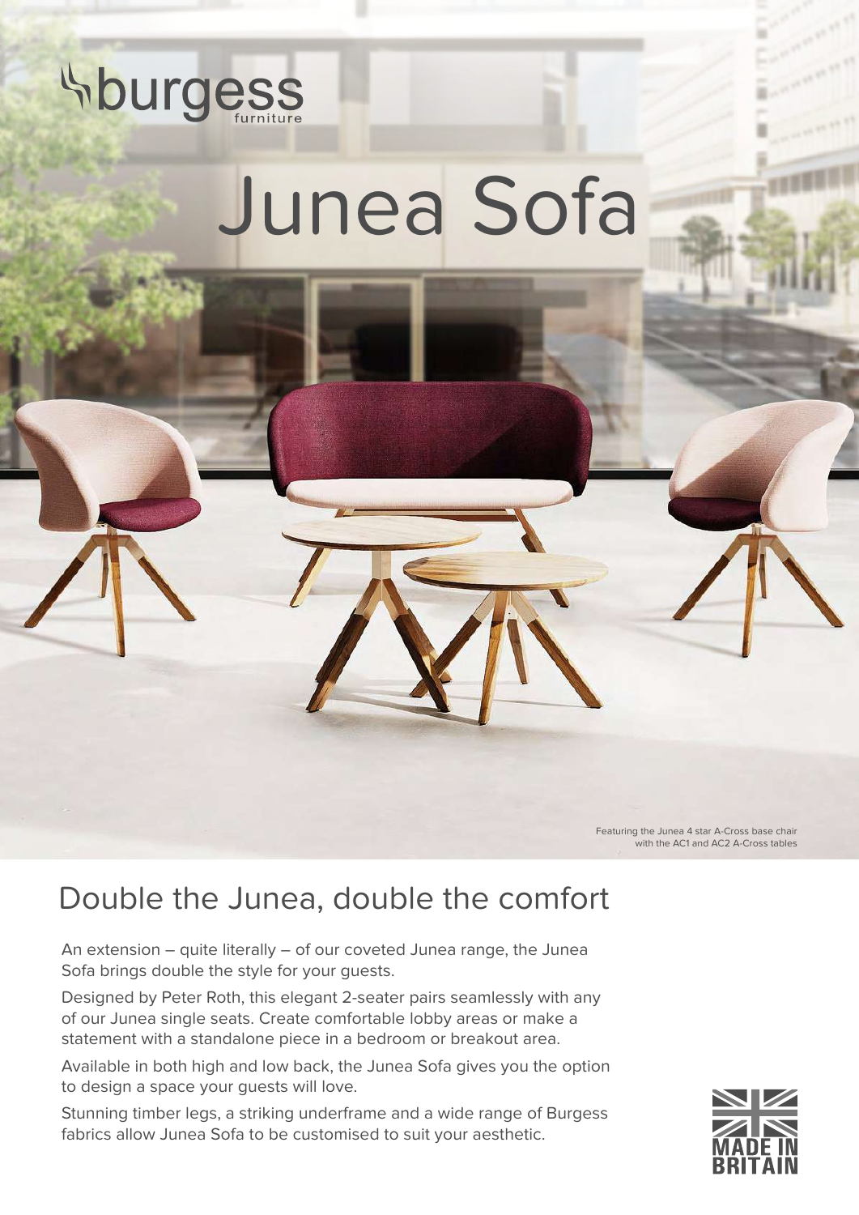burgess furniture

# Junea Sofa

Featuring the Junea 4 star A-Cross base chair with the AC1 and AC2 A-Cross tables

## Double the Junea, double the comfort

An extension – quite literally – of our coveted Junea range, the Junea Sofa brings double the style for your guests.

Designed by Peter Roth, this elegant 2-seater pairs seamlessly with any of our Junea single seats. Create comfortable lobby areas or make a statement with a standalone piece in a bedroom or breakout area.

Available in both high and low back, the Junea Sofa gives you the option to design a space your guests will love.

Stunning timber legs, a striking underframe and a wide range of Burgess fabrics allow Junea Sofa to be customised to suit your aesthetic.

MADE IN BRITAIN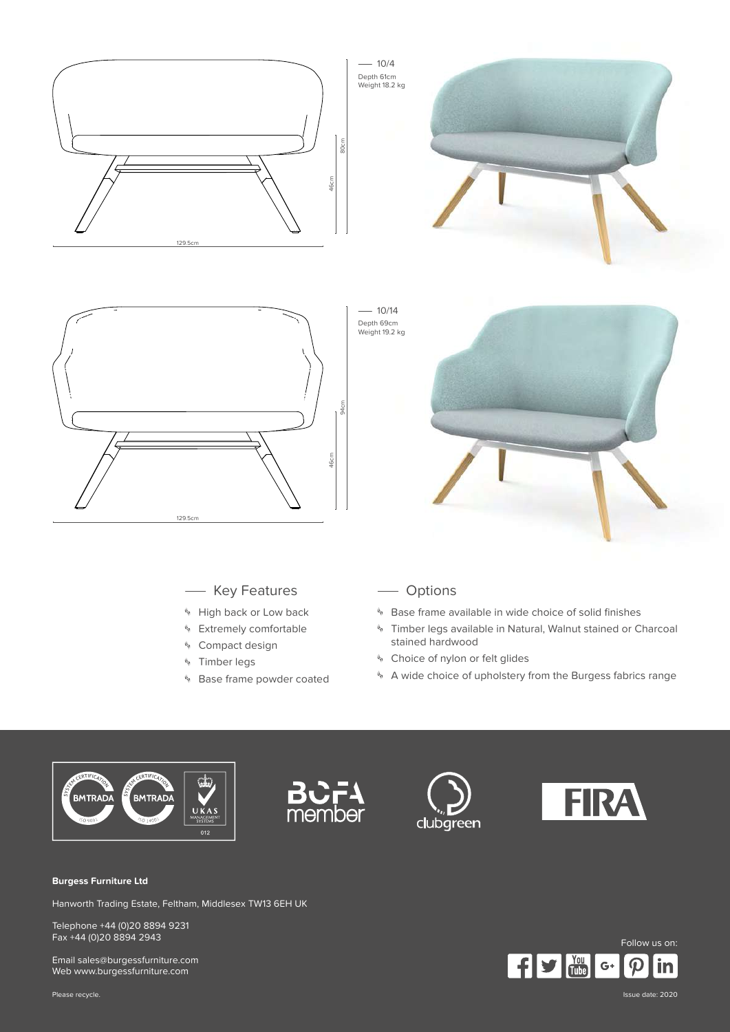— 10/4

Depth 61cm
Weight 18.2 kg

80cm
46cm
129.5cm

— 10/14

Depth 69cm
Weight 19.2 kg

94cm
46cm
129.5cm

## Key Features

- High back or Low back
- Extremely comfortable
- Compact design
- Timber legs
- Base frame powder coated

## Options

- Base frame available in wide choice of solid finishes
- Timber legs available in Natural, Walnut stained or Charcoal stained hardwood
- Choice of nylon or felt glides
- A wide choice of upholstery from the Burgess fabrics range

BMTRADA ISO 9001 BMTRADA ISO 14001 UKAS MANAGEMENT SYSTEMS 012

BCFA member

clubgreen

FIRA

**Burgess Furniture Ltd**

Hanworth Trading Estate, Feltham, Middlesex TW13 6EH UK

Telephone +44 (0)20 8894 9231
Fax +44 (0)20 8894 2943

Email sales@burgessfurniture.com
Web www.burgessfurniture.com

Follow us on:

Please recycle.

Issue date: 2020